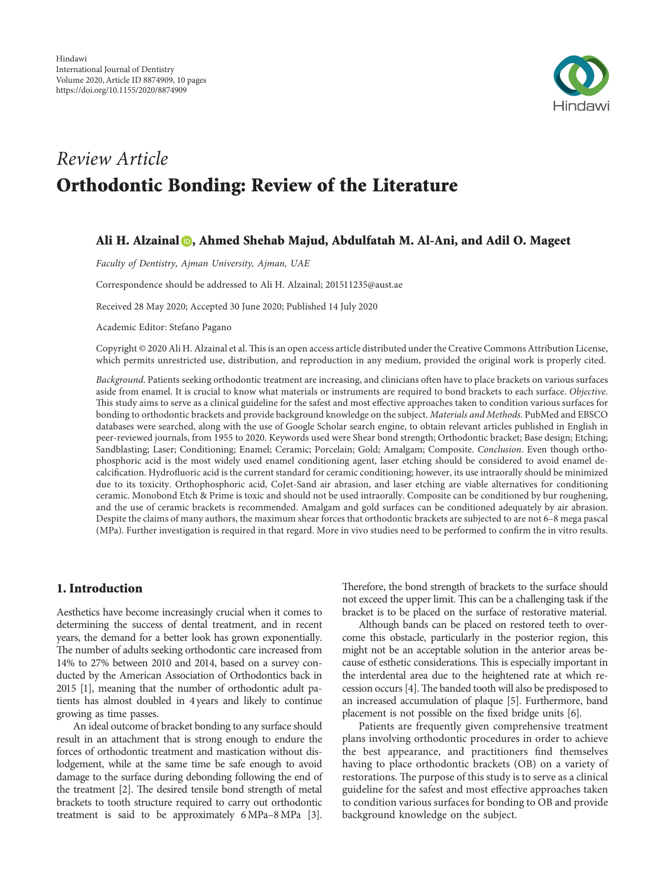Review Article

# Orthodontic Bonding: Review of the Literature

**Ali H. Alzainal, Ahmed Shehab Majud, Abdulfatah M. Al-Ani, and Adil O. Mageet**

*Faculty of Dentistry, Ajman University, Ajman, UAE*

Correspondence should be addressed to Ali H. Alzainal; 201511235@aust.ae

Received 28 May 2020; Accepted 30 June 2020; Published 14 July 2020

Academic Editor: Stefano Pagano

Copyright © 2020 Ali H. Alzainal et al. This is an open access article distributed under the Creative Commons Attribution License, which permits unrestricted use, distribution, and reproduction in any medium, provided the original work is properly cited.

*Background*. Patients seeking orthodontic treatment are increasing, and clinicians often have to place brackets on various surfaces aside from enamel. It is crucial to know what materials or instruments are required to bond brackets to each surface. *Objective*. This study aims to serve as a clinical guideline for the safest and most effective approaches taken to condition various surfaces for bonding to orthodontic brackets and provide background knowledge on the subject. *Materials and Methods*. PubMed and EBSCO databases were searched, along with the use of Google Scholar search engine, to obtain relevant articles published in English in peer-reviewed journals, from 1955 to 2020. Keywords used were Shear bond strength; Orthodontic bracket; Base design; Etching; Sandblasting; Laser; Conditioning; Enamel; Ceramic; Porcelain; Gold; Amalgam; Composite. *Conclusion*. Even though orthophosphoric acid is the most widely used enamel conditioning agent, laser etching should be considered to avoid enamel decalcification. Hydrofluoric acid is the current standard for ceramic conditioning; however, its use intraorally should be minimized due to its toxicity. Orthophosphoric acid, CoJet-Sand air abrasion, and laser etching are viable alternatives for conditioning ceramic. Monobond Etch & Prime is toxic and should not be used intraorally. Composite can be conditioned by bur roughening, and the use of ceramic brackets is recommended. Amalgam and gold surfaces can be conditioned adequately by air abrasion. Despite the claims of many authors, the maximum shear forces that orthodontic brackets are subjected to are not 6–8 mega pascal (MPa). Further investigation is required in that regard. More in vivo studies need to be performed to confirm the in vitro results.

## 1. Introduction

Aesthetics have become increasingly crucial when it comes to determining the success of dental treatment, and in recent years, the demand for a better look has grown exponentially. The number of adults seeking orthodontic care increased from 14% to 27% between 2010 and 2014, based on a survey conducted by the American Association of Orthodontics back in 2015 [1], meaning that the number of orthodontic adult patients has almost doubled in 4 years and likely to continue growing as time passes.

An ideal outcome of bracket bonding to any surface should result in an attachment that is strong enough to endure the forces of orthodontic treatment and mastication without dislodgement, while at the same time be safe enough to avoid damage to the surface during debonding following the end of the treatment [2]. The desired tensile bond strength of metal brackets to tooth structure required to carry out orthodontic treatment is said to be approximately 6 MPa–8 MPa [3]. Therefore, the bond strength of brackets to the surface should not exceed the upper limit. This can be a challenging task if the bracket is to be placed on the surface of restorative material.

Although bands can be placed on restored teeth to overcome this obstacle, particularly in the posterior region, this might not be an acceptable solution in the anterior areas because of esthetic considerations. This is especially important in the interdental area due to the heightened rate at which recession occurs [4]. The banded tooth will also be predisposed to an increased accumulation of plaque [5]. Furthermore, band placement is not possible on the fixed bridge units [6].

Patients are frequently given comprehensive treatment plans involving orthodontic procedures in order to achieve the best appearance, and practitioners find themselves having to place orthodontic brackets (OB) on a variety of restorations. The purpose of this study is to serve as a clinical guideline for the safest and most effective approaches taken to condition various surfaces for bonding to OB and provide background knowledge on the subject.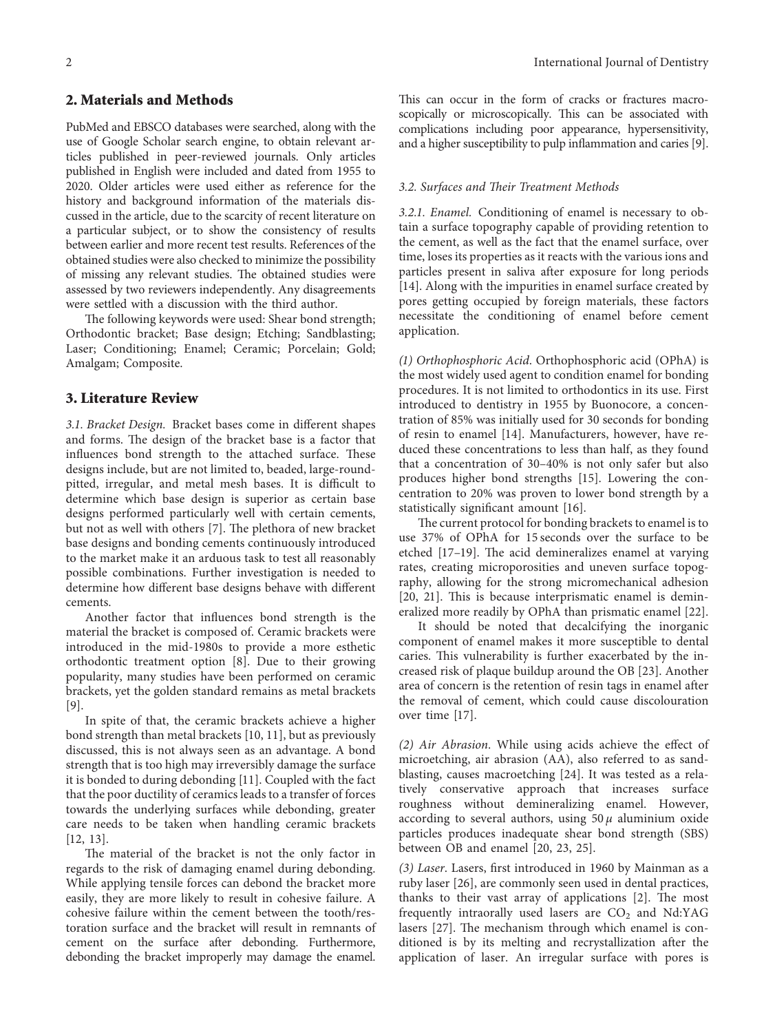## 2. Materials and Methods

PubMed and EBSCO databases were searched, along with the use of Google Scholar search engine, to obtain relevant articles published in peer-reviewed journals. Only articles published in English were included and dated from 1955 to 2020. Older articles were used either as reference for the history and background information of the materials discussed in the article, due to the scarcity of recent literature on a particular subject, or to show the consistency of results between earlier and more recent test results. References of the obtained studies were also checked to minimize the possibility of missing any relevant studies. The obtained studies were assessed by two reviewers independently. Any disagreements were settled with a discussion with the third author.

The following keywords were used: Shear bond strength; Orthodontic bracket; Base design; Etching; Sandblasting; Laser; Conditioning; Enamel; Ceramic; Porcelain; Gold; Amalgam; Composite.

## 3. Literature Review

*3.1. Bracket Design.* Bracket bases come in different shapes and forms. The design of the bracket base is a factor that influences bond strength to the attached surface. These designs include, but are not limited to, beaded, large-round-pitted, irregular, and metal mesh bases. It is difficult to determine which base design is superior as certain base designs performed particularly well with certain cements, but not as well with others [7]. The plethora of new bracket base designs and bonding cements continuously introduced to the market make it an arduous task to test all reasonably possible combinations. Further investigation is needed to determine how different base designs behave with different cements.

Another factor that influences bond strength is the material the bracket is composed of. Ceramic brackets were introduced in the mid-1980s to provide a more esthetic orthodontic treatment option [8]. Due to their growing popularity, many studies have been performed on ceramic brackets, yet the golden standard remains as metal brackets [9].

In spite of that, the ceramic brackets achieve a higher bond strength than metal brackets [10, 11], but as previously discussed, this is not always seen as an advantage. A bond strength that is too high may irreversibly damage the surface it is bonded to during debonding [11]. Coupled with the fact that the poor ductility of ceramics leads to a transfer of forces towards the underlying surfaces while debonding, greater care needs to be taken when handling ceramic brackets [12, 13].

The material of the bracket is not the only factor in regards to the risk of damaging enamel during debonding. While applying tensile forces can debond the bracket more easily, they are more likely to result in cohesive failure. A cohesive failure within the cement between the tooth/restoration surface and the bracket will result in remnants of cement on the surface after debonding. Furthermore, debonding the bracket improperly may damage the enamel. This can occur in the form of cracks or fractures macroscopically or microscopically. This can be associated with complications including poor appearance, hypersensitivity, and a higher susceptibility to pulp inflammation and caries [9].

*3.2. Surfaces and Their Treatment Methods*

*3.2.1. Enamel.* Conditioning of enamel is necessary to obtain a surface topography capable of providing retention to the cement, as well as the fact that the enamel surface, over time, loses its properties as it reacts with the various ions and particles present in saliva after exposure for long periods [14]. Along with the impurities in enamel surface created by pores getting occupied by foreign materials, these factors necessitate the conditioning of enamel before cement application.

*(1) Orthophosphoric Acid.* Orthophosphoric acid (OPhA) is the most widely used agent to condition enamel for bonding procedures. It is not limited to orthodontics in its use. First introduced to dentistry in 1955 by Buonocore, a concentration of 85% was initially used for 30 seconds for bonding of resin to enamel [14]. Manufacturers, however, have reduced these concentrations to less than half, as they found that a concentration of 30–40% is not only safer but also produces higher bond strengths [15]. Lowering the concentration to 20% was proven to lower bond strength by a statistically significant amount [16].

The current protocol for bonding brackets to enamel is to use 37% of OPhA for 15 seconds over the surface to be etched [17–19]. The acid demineralizes enamel at varying rates, creating microporosities and uneven surface topography, allowing for the strong micromechanical adhesion [20, 21]. This is because interprismatic enamel is demineralized more readily by OPhA than prismatic enamel [22].

It should be noted that decalcifying the inorganic component of enamel makes it more susceptible to dental caries. This vulnerability is further exacerbated by the increased risk of plaque buildup around the OB [23]. Another area of concern is the retention of resin tags in enamel after the removal of cement, which could cause discolouration over time [17].

*(2) Air Abrasion.* While using acids achieve the effect of microetching, air abrasion (AA), also referred to as sandblasting, causes macroetching [24]. It was tested as a relatively conservative approach that increases surface roughness without demineralizing enamel. However, according to several authors, using $50\,\mu$ aluminium oxide particles produces inadequate shear bond strength (SBS) between OB and enamel [20, 23, 25].

*(3) Laser.* Lasers, first introduced in 1960 by Mainman as a ruby laser [26], are commonly seen used in dental practices, thanks to their vast array of applications [2]. The most frequently intraorally used lasers are $CO_2$ and Nd:YAG lasers [27]. The mechanism through which enamel is conditioned is by its melting and recrystallization after the application of laser. An irregular surface with pores is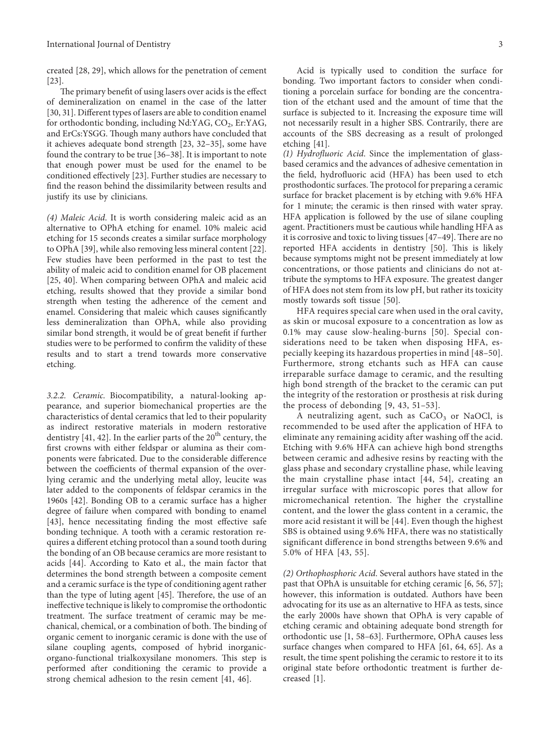created [28, 29], which allows for the penetration of cement [23].

The primary benefit of using lasers over acids is the effect of demineralization on enamel in the case of the latter [30, 31]. Different types of lasers are able to condition enamel for orthodontic bonding, including Nd:YAG, $CO_2$, Er:YAG, and ErCs:YSGG. Though many authors have concluded that it achieves adequate bond strength [23, 32–35], some have found the contrary to be true [36–38]. It is important to note that enough power must be used for the enamel to be conditioned effectively [23]. Further studies are necessary to find the reason behind the dissimilarity between results and justify its use by clinicians.

*(4) Maleic Acid.* It is worth considering maleic acid as an alternative to OPhA etching for enamel. 10% maleic acid etching for 15 seconds creates a similar surface morphology to OPhA [39], while also removing less mineral content [22]. Few studies have been performed in the past to test the ability of maleic acid to condition enamel for OB placement [25, 40]. When comparing between OPhA and maleic acid etching, results showed that they provide a similar bond strength when testing the adherence of the cement and enamel. Considering that maleic which causes significantly less demineralization than OPhA, while also providing similar bond strength, it would be of great benefit if further studies were to be performed to confirm the validity of these results and to start a trend towards more conservative etching.

*3.2.2. Ceramic.* Biocompatibility, a natural-looking appearance, and superior biomechanical properties are the characteristics of dental ceramics that led to their popularity as indirect restorative materials in modern restorative dentistry [41, 42]. In the earlier parts of the $20^{th}$ century, the first crowns with either feldspar or alumina as their components were fabricated. Due to the considerable difference between the coefficients of thermal expansion of the overlying ceramic and the underlying metal alloy, leucite was later added to the components of feldspar ceramics in the 1960s [42]. Bonding OB to a ceramic surface has a higher degree of failure when compared with bonding to enamel [43], hence necessitating finding the most effective safe bonding technique. A tooth with a ceramic restoration requires a different etching protocol than a sound tooth during the bonding of an OB because ceramics are more resistant to acids [44]. According to Kato et al., the main factor that determines the bond strength between a composite cement and a ceramic surface is the type of conditioning agent rather than the type of luting agent [45]. Therefore, the use of an ineffective technique is likely to compromise the orthodontic treatment. The surface treatment of ceramic may be mechanical, chemical, or a combination of both. The binding of organic cement to inorganic ceramic is done with the use of silane coupling agents, composed of hybrid inorganic-organo-functional trialkoxysilane monomers. This step is performed after conditioning the ceramic to provide a strong chemical adhesion to the resin cement [41, 46].

Acid is typically used to condition the surface for bonding. Two important factors to consider when conditioning a porcelain surface for bonding are the concentration of the etchant used and the amount of time that the surface is subjected to it. Increasing the exposure time will not necessarily result in a higher SBS. Contrarily, there are accounts of the SBS decreasing as a result of prolonged etching [41].

*(1) Hydrofluoric Acid.* Since the implementation of glass-based ceramics and the advances of adhesive cementation in the field, hydrofluoric acid (HFA) has been used to etch prosthodontic surfaces. The protocol for preparing a ceramic surface for bracket placement is by etching with 9.6% HFA for 1 minute; the ceramic is then rinsed with water spray. HFA application is followed by the use of silane coupling agent. Practitioners must be cautious while handling HFA as it is corrosive and toxic to living tissues [47–49]. There are no reported HFA accidents in dentistry [50]. This is likely because symptoms might not be present immediately at low concentrations, or those patients and clinicians do not attribute the symptoms to HFA exposure. The greatest danger of HFA does not stem from its low pH, but rather its toxicity mostly towards soft tissue [50].

HFA requires special care when used in the oral cavity, as skin or mucosal exposure to a concentration as low as 0.1% may cause slow-healing-burns [50]. Special considerations need to be taken when disposing HFA, especially keeping its hazardous properties in mind [48–50]. Furthermore, strong etchants such as HFA can cause irreparable surface damage to ceramic, and the resulting high bond strength of the bracket to the ceramic can put the integrity of the restoration or prosthesis at risk during the process of debonding [9, 43, 51–53].

A neutralizing agent, such as $CaCO_3$ or NaOCl, is recommended to be used after the application of HFA to eliminate any remaining acidity after washing off the acid. Etching with 9.6% HFA can achieve high bond strengths between ceramic and adhesive resins by reacting with the glass phase and secondary crystalline phase, while leaving the main crystalline phase intact [44, 54], creating an irregular surface with microscopic pores that allow for micromechanical retention. The higher the crystalline content, and the lower the glass content in a ceramic, the more acid resistant it will be [44]. Even though the highest SBS is obtained using 9.6% HFA, there was no statistically significant difference in bond strengths between 9.6% and 5.0% of HFA [43, 55].

*(2) Orthophosphoric Acid.* Several authors have stated in the past that OPhA is unsuitable for etching ceramic [6, 56, 57]; however, this information is outdated. Authors have been advocating for its use as an alternative to HFA as tests, since the early 2000s have shown that OPhA is very capable of etching ceramic and obtaining adequate bond strength for orthodontic use [1, 58–63]. Furthermore, OPhA causes less surface changes when compared to HFA [61, 64, 65]. As a result, the time spent polishing the ceramic to restore it to its original state before orthodontic treatment is further decreased [1].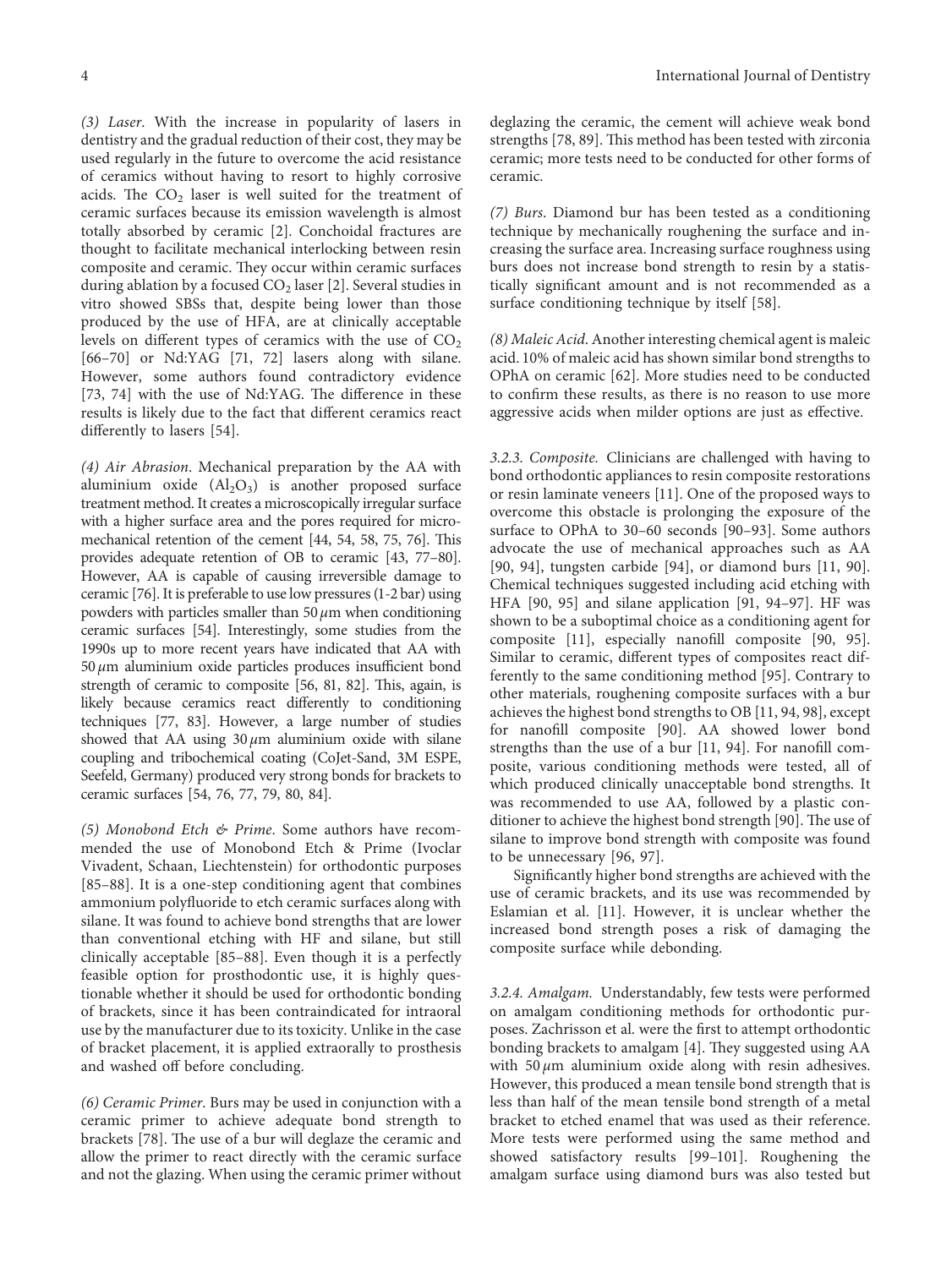*(3) Laser.* With the increase in popularity of lasers in dentistry and the gradual reduction of their cost, they may be used regularly in the future to overcome the acid resistance of ceramics without having to resort to highly corrosive acids. The $CO_2$ laser is well suited for the treatment of ceramic surfaces because its emission wavelength is almost totally absorbed by ceramic [2]. Conchoidal fractures are thought to facilitate mechanical interlocking between resin composite and ceramic. They occur within ceramic surfaces during ablation by a focused $CO_2$ laser [2]. Several studies in vitro showed SBSs that, despite being lower than those produced by the use of HFA, are at clinically acceptable levels on different types of ceramics with the use of $CO_2$ [66–70] or Nd:YAG [71, 72] lasers along with silane. However, some authors found contradictory evidence [73, 74] with the use of Nd:YAG. The difference in these results is likely due to the fact that different ceramics react differently to lasers [54].

*(4) Air Abrasion.* Mechanical preparation by the AA with aluminium oxide ($Al_2O_3$) is another proposed surface treatment method. It creates a microscopically irregular surface with a higher surface area and the pores required for micromechanical retention of the cement [44, 54, 58, 75, 76]. This provides adequate retention of OB to ceramic [43, 77–80]. However, AA is capable of causing irreversible damage to ceramic [76]. It is preferable to use low pressures (1-2 bar) using powders with particles smaller than 50 $\mu$m when conditioning ceramic surfaces [54]. Interestingly, some studies from the 1990s up to more recent years have indicated that AA with 50 $\mu$m aluminium oxide particles produces insufficient bond strength of ceramic to composite [56, 81, 82]. This, again, is likely because ceramics react differently to conditioning techniques [77, 83]. However, a large number of studies showed that AA using 30 $\mu$m aluminium oxide with silane coupling and tribochemical coating (CoJet-Sand, 3M ESPE, Seefeld, Germany) produced very strong bonds for brackets to ceramic surfaces [54, 76, 77, 79, 80, 84].

*(5) Monobond Etch & Prime.* Some authors have recommended the use of Monobond Etch & Prime (Ivoclar Vivadent, Schaan, Liechtenstein) for orthodontic purposes [85–88]. It is a one-step conditioning agent that combines ammonium polyfluoride to etch ceramic surfaces along with silane. It was found to achieve bond strengths that are lower than conventional etching with HF and silane, but still clinically acceptable [85–88]. Even though it is a perfectly feasible option for prosthodontic use, it is highly questionable whether it should be used for orthodontic bonding of brackets, since it has been contraindicated for intraoral use by the manufacturer due to its toxicity. Unlike in the case of bracket placement, it is applied extraorally to prosthesis and washed off before concluding.

*(6) Ceramic Primer.* Burs may be used in conjunction with a ceramic primer to achieve adequate bond strength to brackets [78]. The use of a bur will deglaze the ceramic and allow the primer to react directly with the ceramic surface and not the glazing. When using the ceramic primer without deglazing the ceramic, the cement will achieve weak bond strengths [78, 89]. This method has been tested with zirconia ceramic; more tests need to be conducted for other forms of ceramic.

*(7) Burs.* Diamond bur has been tested as a conditioning technique by mechanically roughening the surface and increasing the surface area. Increasing surface roughness using burs does not increase bond strength to resin by a statistically significant amount and is not recommended as a surface conditioning technique by itself [58].

*(8) Maleic Acid.* Another interesting chemical agent is maleic acid. 10% of maleic acid has shown similar bond strengths to OPhA on ceramic [62]. More studies need to be conducted to confirm these results, as there is no reason to use more aggressive acids when milder options are just as effective.

#### 3.2.3. Composite.

Clinicians are challenged with having to bond orthodontic appliances to resin composite restorations or resin laminate veneers [11]. One of the proposed ways to overcome this obstacle is prolonging the exposure of the surface to OPhA to 30–60 seconds [90–93]. Some authors advocate the use of mechanical approaches such as AA [90, 94], tungsten carbide [94], or diamond burs [11, 90]. Chemical techniques suggested including acid etching with HFA [90, 95] and silane application [91, 94–97]. HF was shown to be a suboptimal choice as a conditioning agent for composite [11], especially nanofill composite [90, 95]. Similar to ceramic, different types of composites react differently to the same conditioning method [95]. Contrary to other materials, roughening composite surfaces with a bur achieves the highest bond strengths to OB [11, 94, 98], except for nanofill composite [90]. AA showed lower bond strengths than the use of a bur [11, 94]. For nanofill composite, various conditioning methods were tested, all of which produced clinically unacceptable bond strengths. It was recommended to use AA, followed by a plastic conditioner to achieve the highest bond strength [90]. The use of silane to improve bond strength with composite was found to be unnecessary [96, 97].

Significantly higher bond strengths are achieved with the use of ceramic brackets, and its use was recommended by Eslamian et al. [11]. However, it is unclear whether the increased bond strength poses a risk of damaging the composite surface while debonding.

#### 3.2.4. Amalgam.

Understandably, few tests were performed on amalgam conditioning methods for orthodontic purposes. Zachrisson et al. were the first to attempt orthodontic bonding brackets to amalgam [4]. They suggested using AA with 50 $\mu$m aluminium oxide along with resin adhesives. However, this produced a mean tensile bond strength that is less than half of the mean tensile bond strength of a metal bracket to etched enamel that was used as their reference. More tests were performed using the same method and showed satisfactory results [99–101]. Roughening the amalgam surface using diamond burs was also tested but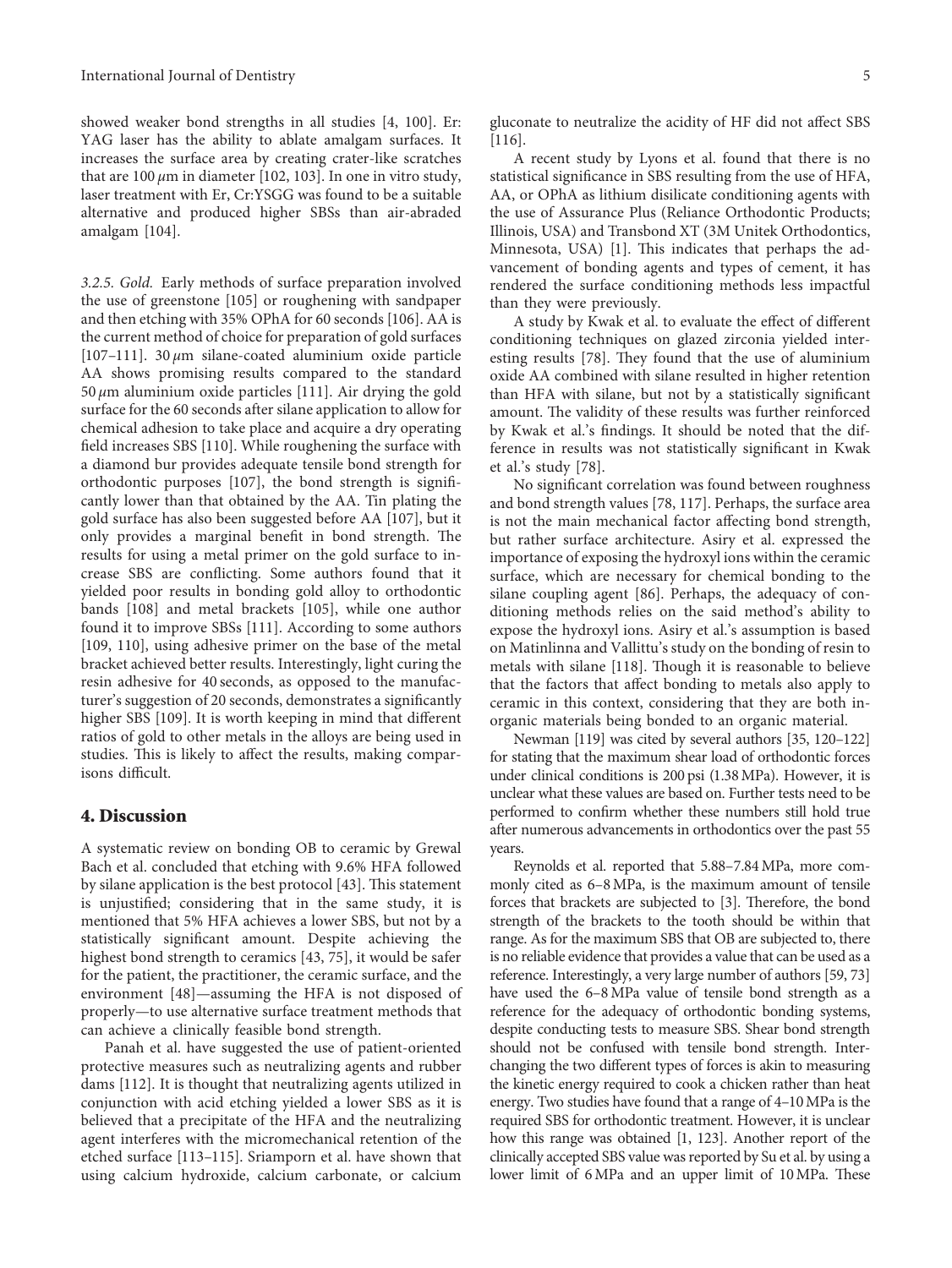showed weaker bond strengths in all studies [4, 100]. Er: YAG laser has the ability to ablate amalgam surfaces. It increases the surface area by creating crater-like scratches that are 100 $\mu$m in diameter [102, 103]. In one in vitro study, laser treatment with Er, Cr:YSGG was found to be a suitable alternative and produced higher SBSs than air-abraded amalgam [104].

*3.2.5. Gold.* Early methods of surface preparation involved the use of greenstone [105] or roughening with sandpaper and then etching with 35% OPhA for 60 seconds [106]. AA is the current method of choice for preparation of gold surfaces [107–111]. 30 $\mu$m silane-coated aluminium oxide particle AA shows promising results compared to the standard 50 $\mu$m aluminium oxide particles [111]. Air drying the gold surface for the 60 seconds after silane application to allow for chemical adhesion to take place and acquire a dry operating field increases SBS [110]. While roughening the surface with a diamond bur provides adequate tensile bond strength for orthodontic purposes [107], the bond strength is significantly lower than that obtained by the AA. Tin plating the gold surface has also been suggested before AA [107], but it only provides a marginal benefit in bond strength. The results for using a metal primer on the gold surface to increase SBS are conflicting. Some authors found that it yielded poor results in bonding gold alloy to orthodontic bands [108] and metal brackets [105], while one author found it to improve SBSs [111]. According to some authors [109, 110], using adhesive primer on the base of the metal bracket achieved better results. Interestingly, light curing the resin adhesive for 40 seconds, as opposed to the manufacturer's suggestion of 20 seconds, demonstrates a significantly higher SBS [109]. It is worth keeping in mind that different ratios of gold to other metals in the alloys are being used in studies. This is likely to affect the results, making comparisons difficult.

## 4. Discussion

A systematic review on bonding OB to ceramic by Grewal Bach et al. concluded that etching with 9.6% HFA followed by silane application is the best protocol [43]. This statement is unjustified; considering that in the same study, it is mentioned that 5% HFA achieves a lower SBS, but not by a statistically significant amount. Despite achieving the highest bond strength to ceramics [43, 75], it would be safer for the patient, the practitioner, the ceramic surface, and the environment [48]—assuming the HFA is not disposed of properly—to use alternative surface treatment methods that can achieve a clinically feasible bond strength.

Panah et al. have suggested the use of patient-oriented protective measures such as neutralizing agents and rubber dams [112]. It is thought that neutralizing agents utilized in conjunction with acid etching yielded a lower SBS as it is believed that a precipitate of the HFA and the neutralizing agent interferes with the micromechanical retention of the etched surface [113–115]. Sriamporn et al. have shown that using calcium hydroxide, calcium carbonate, or calcium gluconate to neutralize the acidity of HF did not affect SBS [116].

A recent study by Lyons et al. found that there is no statistical significance in SBS resulting from the use of HFA, AA, or OPhA as lithium disilicate conditioning agents with the use of Assurance Plus (Reliance Orthodontic Products; Illinois, USA) and Transbond XT (3M Unitek Orthodontics, Minnesota, USA) [1]. This indicates that perhaps the advancement of bonding agents and types of cement, it has rendered the surface conditioning methods less impactful than they were previously.

A study by Kwak et al. to evaluate the effect of different conditioning techniques on glazed zirconia yielded interesting results [78]. They found that the use of aluminium oxide AA combined with silane resulted in higher retention than HFA with silane, but not by a statistically significant amount. The validity of these results was further reinforced by Kwak et al.'s findings. It should be noted that the difference in results was not statistically significant in Kwak et al.'s study [78].

No significant correlation was found between roughness and bond strength values [78, 117]. Perhaps, the surface area is not the main mechanical factor affecting bond strength, but rather surface architecture. Asiry et al. expressed the importance of exposing the hydroxyl ions within the ceramic surface, which are necessary for chemical bonding to the silane coupling agent [86]. Perhaps, the adequacy of conditioning methods relies on the said method's ability to expose the hydroxyl ions. Asiry et al.'s assumption is based on Matinlinna and Vallittu's study on the bonding of resin to metals with silane [118]. Though it is reasonable to believe that the factors that affect bonding to metals also apply to ceramic in this context, considering that they are both inorganic materials being bonded to an organic material.

Newman [119] was cited by several authors [35, 120–122] for stating that the maximum shear load of orthodontic forces under clinical conditions is 200 psi (1.38 MPa). However, it is unclear what these values are based on. Further tests need to be performed to confirm whether these numbers still hold true after numerous advancements in orthodontics over the past 55 years.

Reynolds et al. reported that 5.88–7.84 MPa, more commonly cited as 6–8 MPa, is the maximum amount of tensile forces that brackets are subjected to [3]. Therefore, the bond strength of the brackets to the tooth should be within that range. As for the maximum SBS that OB are subjected to, there is no reliable evidence that provides a value that can be used as a reference. Interestingly, a very large number of authors [59, 73] have used the 6–8 MPa value of tensile bond strength as a reference for the adequacy of orthodontic bonding systems, despite conducting tests to measure SBS. Shear bond strength should not be confused with tensile bond strength. Interchanging the two different types of forces is akin to measuring the kinetic energy required to cook a chicken rather than heat energy. Two studies have found that a range of 4–10 MPa is the required SBS for orthodontic treatment. However, it is unclear how this range was obtained [1, 123]. Another report of the clinically accepted SBS value was reported by Su et al. by using a lower limit of 6 MPa and an upper limit of 10 MPa. These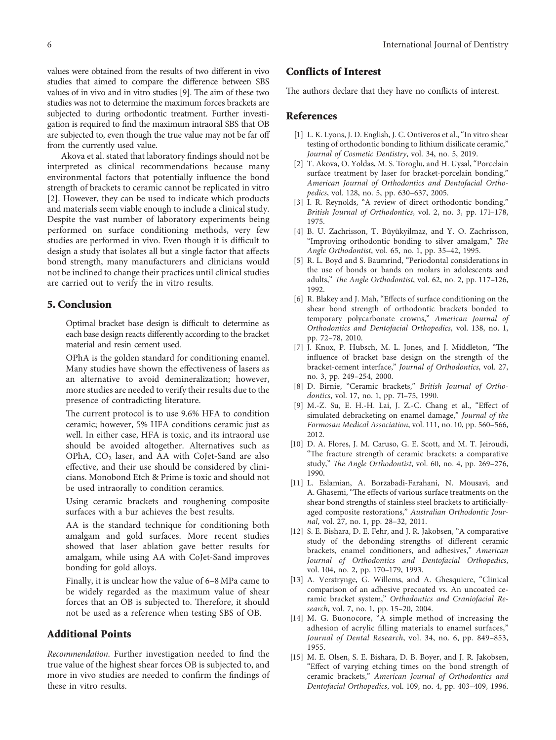values were obtained from the results of two different in vivo studies that aimed to compare the difference between SBS values of in vivo and in vitro studies [9]. The aim of these two studies was not to determine the maximum forces brackets are subjected to during orthodontic treatment. Further investigation is required to find the maximum intraoral SBS that OB are subjected to, even though the true value may not be far off from the currently used value.

Akova et al. stated that laboratory findings should not be interpreted as clinical recommendations because many environmental factors that potentially influence the bond strength of brackets to ceramic cannot be replicated in vitro [2]. However, they can be used to indicate which products and materials seem viable enough to include a clinical study. Despite the vast number of laboratory experiments being performed on surface conditioning methods, very few studies are performed in vivo. Even though it is difficult to design a study that isolates all but a single factor that affects bond strength, many manufacturers and clinicians would not be inclined to change their practices until clinical studies are carried out to verify the in vitro results.

## 5. Conclusion

Optimal bracket base design is difficult to determine as each base design reacts differently according to the bracket material and resin cement used.

OPhA is the golden standard for conditioning enamel. Many studies have shown the effectiveness of lasers as an alternative to avoid demineralization; however, more studies are needed to verify their results due to the presence of contradicting literature.

The current protocol is to use 9.6% HFA to condition ceramic; however, 5% HFA conditions ceramic just as well. In either case, HFA is toxic, and its intraoral use should be avoided altogether. Alternatives such as OPhA, $CO_2$ laser, and AA with CoJet-Sand are also effective, and their use should be considered by clinicians. Monobond Etch & Prime is toxic and should not be used intraorally to condition ceramics.

Using ceramic brackets and roughening composite surfaces with a bur achieves the best results.

AA is the standard technique for conditioning both amalgam and gold surfaces. More recent studies showed that laser ablation gave better results for amalgam, while using AA with CoJet-Sand improves bonding for gold alloys.

Finally, it is unclear how the value of 6–8 MPa came to be widely regarded as the maximum value of shear forces that an OB is subjected to. Therefore, it should not be used as a reference when testing SBS of OB.

## Additional Points

*Recommendation.* Further investigation needed to find the true value of the highest shear forces OB is subjected to, and more in vivo studies are needed to confirm the findings of these in vitro results.

## Conflicts of Interest

The authors declare that they have no conflicts of interest.

## References

[1] L. K. Lyons, J. D. English, J. C. Ontiveros et al., "In vitro shear testing of orthodontic bonding to lithium disilicate ceramic," *Journal of Cosmetic Dentistry*, vol. 34, no. 5, 2019.

[2] T. Akova, O. Yoldas, M. S. Toroglu, and H. Uysal, "Porcelain surface treatment by laser for bracket-porcelain bonding," *American Journal of Orthodontics and Dentofacial Orthopedics*, vol. 128, no. 5, pp. 630–637, 2005.

[3] I. R. Reynolds, "A review of direct orthodontic bonding," *British Journal of Orthodontics*, vol. 2, no. 3, pp. 171–178, 1975.

[4] B. U. Zachrisson, T. Büyükyilmaz, and Y. O. Zachrisson, "Improving orthodontic bonding to silver amalgam," *The Angle Orthodontist*, vol. 65, no. 1, pp. 35–42, 1995.

[5] R. L. Boyd and S. Baumrind, "Periodontal considerations in the use of bonds or bands on molars in adolescents and adults," *The Angle Orthodontist*, vol. 62, no. 2, pp. 117–126, 1992.

[6] R. Blakey and J. Mah, "Effects of surface conditioning on the shear bond strength of orthodontic brackets bonded to temporary polycarbonate crowns," *American Journal of Orthodontics and Dentofacial Orthopedics*, vol. 138, no. 1, pp. 72–78, 2010.

[7] J. Knox, P. Hubsch, M. L. Jones, and J. Middleton, "The influence of bracket base design on the strength of the bracket-cement interface," *Journal of Orthodontics*, vol. 27, no. 3, pp. 249–254, 2000.

[8] D. Birnie, "Ceramic brackets," *British Journal of Orthodontics*, vol. 17, no. 1, pp. 71–75, 1990.

[9] M.-Z. Su, E. H.-H. Lai, J. Z.-C. Chang et al., "Effect of simulated debracketing on enamel damage," *Journal of the Formosan Medical Association*, vol. 111, no. 10, pp. 560–566, 2012.

[10] D. A. Flores, J. M. Caruso, G. E. Scott, and M. T. Jeiroudi, "The fracture strength of ceramic brackets: a comparative study," *The Angle Orthodontist*, vol. 60, no. 4, pp. 269–276, 1990.

[11] L. Eslamian, A. Borzabadi-Farahani, N. Mousavi, and A. Ghasemi, "The effects of various surface treatments on the shear bond strengths of stainless steel brackets to artificially-aged composite restorations," *Australian Orthodontic Journal*, vol. 27, no. 1, pp. 28–32, 2011.

[12] S. E. Bishara, D. E. Fehr, and J. R. Jakobsen, "A comparative study of the debonding strengths of different ceramic brackets, enamel conditioners, and adhesives," *American Journal of Orthodontics and Dentofacial Orthopedics*, vol. 104, no. 2, pp. 170–179, 1993.

[13] A. Verstrynge, G. Willems, and A. Ghesquiere, "Clinical comparison of an adhesive precoated vs. An uncoated ceramic bracket system," *Orthodontics and Craniofacial Research*, vol. 7, no. 1, pp. 15–20, 2004.

[14] M. G. Buonocore, "A simple method of increasing the adhesion of acrylic filling materials to enamel surfaces," *Journal of Dental Research*, vol. 34, no. 6, pp. 849–853, 1955.

[15] M. E. Olsen, S. E. Bishara, D. B. Boyer, and J. R. Jakobsen, "Effect of varying etching times on the bond strength of ceramic brackets," *American Journal of Orthodontics and Dentofacial Orthopedics*, vol. 109, no. 4, pp. 403–409, 1996.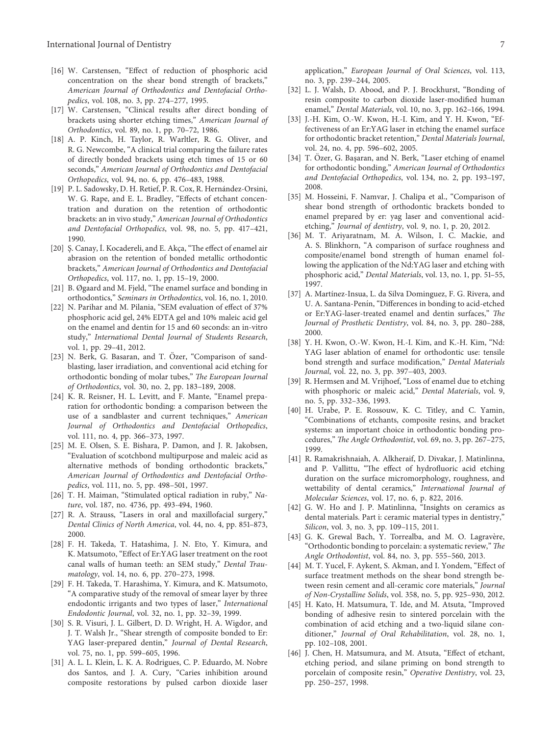[16] W. Carstensen, "Effect of reduction of phosphoric acid concentration on the shear bond strength of brackets," *American Journal of Orthodontics and Dentofacial Orthopedics*, vol. 108, no. 3, pp. 274–277, 1995.

[17] W. Carstensen, "Clinical results after direct bonding of brackets using shorter etching times," *American Journal of Orthodontics*, vol. 89, no. 1, pp. 70–72, 1986.

[18] A. P. Kinch, H. Taylor, R. Warltler, R. G. Oliver, and R. G. Newcombe, "A clinical trial comparing the failure rates of directly bonded brackets using etch times of 15 or 60 seconds," *American Journal of Orthodontics and Dentofacial Orthopedics*, vol. 94, no. 6, pp. 476–483, 1988.

[19] P. L. Sadowsky, D. H. Retief, P. R. Cox, R. Hernández-Orsini, W. G. Rape, and E. L. Bradley, "Effects of etchant concentration and duration on the retention of orthodontic brackets: an in vivo study," *American Journal of Orthodontics and Dentofacial Orthopedics*, vol. 98, no. 5, pp. 417–421, 1990.

[20] Ş. Canay, İ. Kocadereli, and E. Akça, "The effect of enamel air abrasion on the retention of bonded metallic orthodontic brackets," *American Journal of Orthodontics and Dentofacial Orthopedics*, vol. 117, no. 1, pp. 15–19, 2000.

[21] B. Øgaard and M. Fjeld, "The enamel surface and bonding in orthodontics," *Seminars in Orthodontics*, vol. 16, no. 1, 2010.

[22] N. Parihar and M. Pilania, "SEM evaluation of effect of 37% phosphoric acid gel, 24% EDTA gel and 10% maleic acid gel on the enamel and dentin for 15 and 60 seconds: an in-vitro study," *International Dental Journal of Students Research*, vol. 1, pp. 29–41, 2012.

[23] N. Berk, G. Basaran, and T. Özer, "Comparison of sandblasting, laser irradiation, and conventional acid etching for orthodontic bonding of molar tubes," *The European Journal of Orthodontics*, vol. 30, no. 2, pp. 183–189, 2008.

[24] K. R. Reisner, H. L. Levitt, and F. Mante, "Enamel preparation for orthodontic bonding: a comparison between the use of a sandblaster and current techniques," *American Journal of Orthodontics and Dentofacial Orthopedics*, vol. 111, no. 4, pp. 366–373, 1997.

[25] M. E. Olsen, S. E. Bishara, P. Damon, and J. R. Jakobsen, "Evaluation of scotchbond multipurpose and maleic acid as alternative methods of bonding orthodontic brackets," *American Journal of Orthodontics and Dentofacial Orthopedics*, vol. 111, no. 5, pp. 498–501, 1997.

[26] T. H. Maiman, "Stimulated optical radiation in ruby," *Nature*, vol. 187, no. 4736, pp. 493-494, 1960.

[27] R. A. Strauss, "Lasers in oral and maxillofacial surgery," *Dental Clinics of North America*, vol. 44, no. 4, pp. 851–873, 2000.

[28] F. H. Takeda, T. Hatashima, J. N. Eto, Y. Kimura, and K. Matsumoto, "Effect of Er:YAG laser treatment on the root canal walls of human teeth: an SEM study," *Dental Traumatology*, vol. 14, no. 6, pp. 270–273, 1998.

[29] F. H. Takeda, T. Harashima, Y. Kimura, and K. Matsumoto, "A comparative study of the removal of smear layer by three endodontic irrigants and two types of laser," *International Endodontic Journal*, vol. 32, no. 1, pp. 32–39, 1999.

[30] S. R. Visuri, J. L. Gilbert, D. D. Wright, H. A. Wigdor, and J. T. Walsh Jr., "Shear strength of composite bonded to Er: YAG laser-prepared dentin," *Journal of Dental Research*, vol. 75, no. 1, pp. 599–605, 1996.

[31] A. L. L. Klein, L. K. A. Rodrigues, C. P. Eduardo, M. Nobre dos Santos, and J. A. Cury, "Caries inhibition around composite restorations by pulsed carbon dioxide laser application," *European Journal of Oral Sciences*, vol. 113, no. 3, pp. 239–244, 2005.

[32] L. J. Walsh, D. Abood, and P. J. Brockhurst, "Bonding of resin composite to carbon dioxide laser-modified human enamel," *Dental Materials*, vol. 10, no. 3, pp. 162–166, 1994.

[33] J.-H. Kim, O.-W. Kwon, H.-I. Kim, and Y. H. Kwon, "Effectiveness of an Er:YAG laser in etching the enamel surface for orthodontic bracket retention," *Dental Materials Journal*, vol. 24, no. 4, pp. 596–602, 2005.

[34] T. Özer, G. Başaran, and N. Berk, "Laser etching of enamel for orthodontic bonding," *American Journal of Orthodontics and Dentofacial Orthopedics*, vol. 134, no. 2, pp. 193–197, 2008.

[35] M. Hosseini, F. Namvar, J. Chalipa et al., "Comparison of shear bond strength of orthodontic brackets bonded to enamel prepared by er: yag laser and conventional acid-etching," *Journal of dentistry*, vol. 9, no. 1, p. 20, 2012.

[36] M. T. Ariyaratnam, M. A. Wilson, I. C. Mackie, and A. S. Blinkhorn, "A comparison of surface roughness and composite/enamel bond strength of human enamel following the application of the Nd:YAG laser and etching with phosphoric acid," *Dental Materials*, vol. 13, no. 1, pp. 51–55, 1997.

[37] A. Martínez-Insua, L. da Silva Dominguez, F. G. Rivera, and U. A. Santana-Penín, "Differences in bonding to acid-etched or Er:YAG-laser-treated enamel and dentin surfaces," *The Journal of Prosthetic Dentistry*, vol. 84, no. 3, pp. 280–288, 2000.

[38] Y. H. Kwon, O.-W. Kwon, H.-I. Kim, and K.-H. Kim, "Nd: YAG laser ablation of enamel for orthodontic use: tensile bond strength and surface modification," *Dental Materials Journal*, vol. 22, no. 3, pp. 397–403, 2003.

[39] R. Hermsen and M. Vrijhoef, "Loss of enamel due to etching with phosphoric or maleic acid," *Dental Materials*, vol. 9, no. 5, pp. 332–336, 1993.

[40] H. Urabe, P. E. Rossouw, K. C. Titley, and C. Yamin, "Combinations of etchants, composite resins, and bracket systems: an important choice in orthodontic bonding procedures," *The Angle Orthodontist*, vol. 69, no. 3, pp. 267–275, 1999.

[41] R. Ramakrishnaiah, A. Alkheraif, D. Divakar, J. Matinlinna, and P. Vallittu, "The effect of hydrofluoric acid etching duration on the surface micromorphology, roughness, and wettability of dental ceramics," *International Journal of Molecular Sciences*, vol. 17, no. 6, p. 822, 2016.

[42] G. W. Ho and J. P. Matinlinna, "Insights on ceramics as dental materials. Part i: ceramic material types in dentistry," *Silicon*, vol. 3, no. 3, pp. 109–115, 2011.

[43] G. K. Grewal Bach, Y. Torrealba, and M. O. Lagravère, "Orthodontic bonding to porcelain: a systematic review," *The Angle Orthodontist*, vol. 84, no. 3, pp. 555–560, 2013.

[44] M. T. Yucel, F. Aykent, S. Akman, and I. Yondem, "Effect of surface treatment methods on the shear bond strength between resin cement and all-ceramic core materials," *Journal of Non-Crystalline Solids*, vol. 358, no. 5, pp. 925–930, 2012.

[45] H. Kato, H. Matsumura, T. Ide, and M. Atsuta, "Improved bonding of adhesive resin to sintered porcelain with the combination of acid etching and a two-liquid silane conditioner," *Journal of Oral Rehabilitation*, vol. 28, no. 1, pp. 102–108, 2001.

[46] J. Chen, H. Matsumura, and M. Atsuta, "Effect of etchant, etching period, and silane priming on bond strength to porcelain of composite resin," *Operative Dentistry*, vol. 23, pp. 250–257, 1998.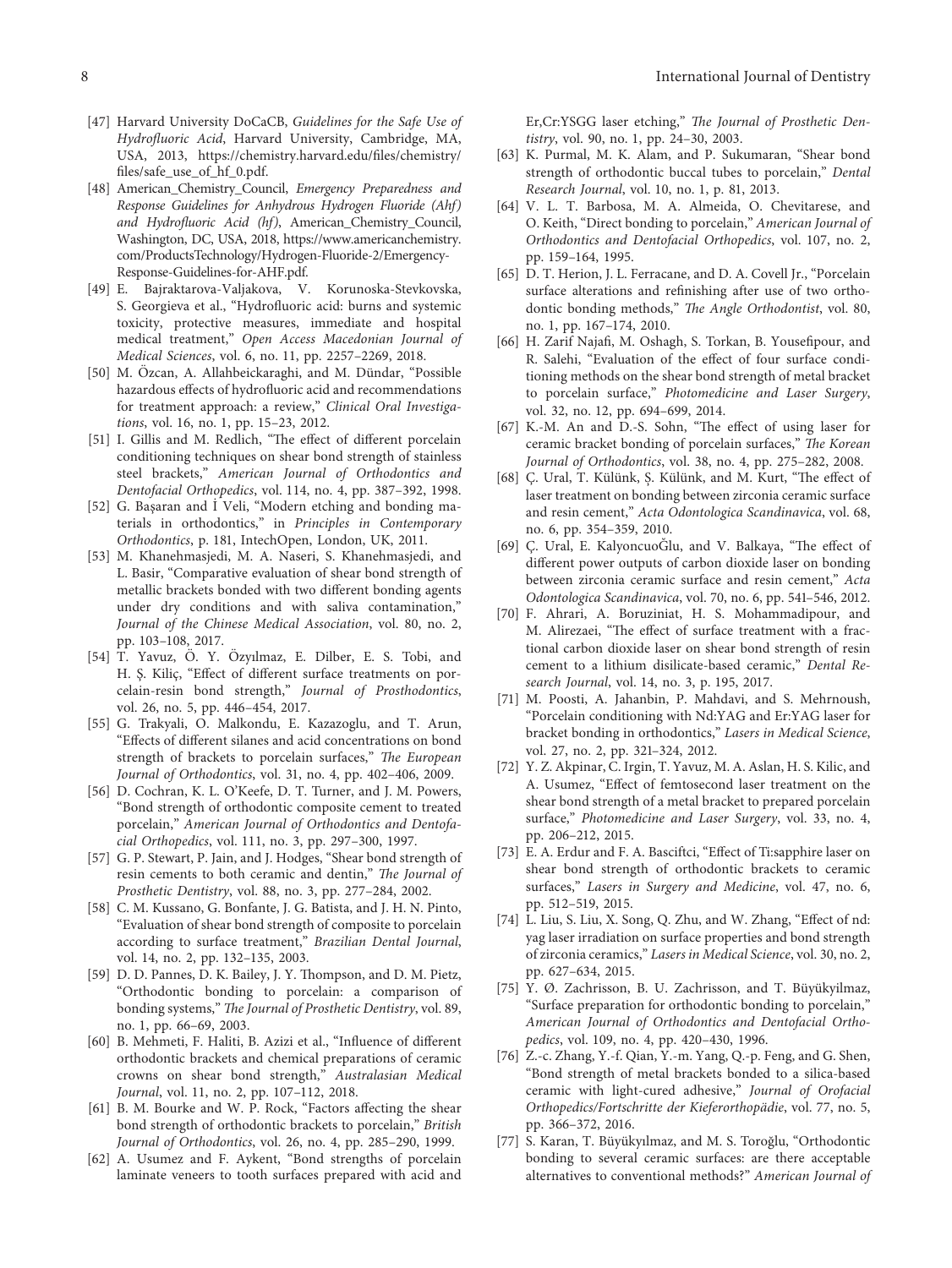[47] Harvard University DoCaCB, *Guidelines for the Safe Use of Hydrofluoric Acid*, Harvard University, Cambridge, MA, USA, 2013, https://chemistry.harvard.edu/files/chemistry/files/safe_use_of_hf_0.pdf.

[48] American_Chemistry_Council, *Emergency Preparedness and Response Guidelines for Anhydrous Hydrogen Fluoride (Ahf) and Hydrofluoric Acid (hf)*, American_Chemistry_Council, Washington, DC, USA, 2018, https://www.americanchemistry.com/ProductsTechnology/Hydrogen-Fluoride-2/Emergency-Response-Guidelines-for-AHF.pdf.

[49] E. Bajraktarova-Valjakova, V. Korunoska-Stevkovska, S. Georgieva et al., "Hydrofluoric acid: burns and systemic toxicity, protective measures, immediate and hospital medical treatment," *Open Access Macedonian Journal of Medical Sciences*, vol. 6, no. 11, pp. 2257–2269, 2018.

[50] M. Özcan, A. Allahbeickaraghi, and M. Dündar, "Possible hazardous effects of hydrofluoric acid and recommendations for treatment approach: a review," *Clinical Oral Investigations*, vol. 16, no. 1, pp. 15–23, 2012.

[51] I. Gillis and M. Redlich, "The effect of different porcelain conditioning techniques on shear bond strength of stainless steel brackets," *American Journal of Orthodontics and Dentofacial Orthopedics*, vol. 114, no. 4, pp. 387–392, 1998.

[52] G. Başaran and İ Veli, "Modern etching and bonding materials in orthodontics," in *Principles in Contemporary Orthodontics*, p. 181, IntechOpen, London, UK, 2011.

[53] M. Khanehmasjedi, M. A. Naseri, S. Khanehmasjedi, and L. Basir, "Comparative evaluation of shear bond strength of metallic brackets bonded with two different bonding agents under dry conditions and with saliva contamination," *Journal of the Chinese Medical Association*, vol. 80, no. 2, pp. 103–108, 2017.

[54] T. Yavuz, Ö. Y. Özyılmaz, E. Dilber, E. S. Tobi, and H. Ş. Kiliç, "Effect of different surface treatments on porcelain-resin bond strength," *Journal of Prosthodontics*, vol. 26, no. 5, pp. 446–454, 2017.

[55] G. Trakyali, O. Malkondu, E. Kazazoglu, and T. Arun, "Effects of different silanes and acid concentrations on bond strength of brackets to porcelain surfaces," *The European Journal of Orthodontics*, vol. 31, no. 4, pp. 402–406, 2009.

[56] D. Cochran, K. L. O'Keefe, D. T. Turner, and J. M. Powers, "Bond strength of orthodontic composite cement to treated porcelain," *American Journal of Orthodontics and Dentofacial Orthopedics*, vol. 111, no. 3, pp. 297–300, 1997.

[57] G. P. Stewart, P. Jain, and J. Hodges, "Shear bond strength of resin cements to both ceramic and dentin," *The Journal of Prosthetic Dentistry*, vol. 88, no. 3, pp. 277–284, 2002.

[58] C. M. Kussano, G. Bonfante, J. G. Batista, and J. H. N. Pinto, "Evaluation of shear bond strength of composite to porcelain according to surface treatment," *Brazilian Dental Journal*, vol. 14, no. 2, pp. 132–135, 2003.

[59] D. D. Pannes, D. K. Bailey, J. Y. Thompson, and D. M. Pietz, "Orthodontic bonding to porcelain: a comparison of bonding systems," *The Journal of Prosthetic Dentistry*, vol. 89, no. 1, pp. 66–69, 2003.

[60] B. Mehmeti, F. Haliti, B. Azizi et al., "Influence of different orthodontic brackets and chemical preparations of ceramic crowns on shear bond strength," *Australasian Medical Journal*, vol. 11, no. 2, pp. 107–112, 2018.

[61] B. M. Bourke and W. P. Rock, "Factors affecting the shear bond strength of orthodontic brackets to porcelain," *British Journal of Orthodontics*, vol. 26, no. 4, pp. 285–290, 1999.

[62] A. Usumez and F. Aykent, "Bond strengths of porcelain laminate veneers to tooth surfaces prepared with acid and Er,Cr:YSGG laser etching," *The Journal of Prosthetic Dentistry*, vol. 90, no. 1, pp. 24–30, 2003.

[63] K. Purmal, M. K. Alam, and P. Sukumaran, "Shear bond strength of orthodontic buccal tubes to porcelain," *Dental Research Journal*, vol. 10, no. 1, p. 81, 2013.

[64] V. L. T. Barbosa, M. A. Almeida, O. Chevitarese, and O. Keith, "Direct bonding to porcelain," *American Journal of Orthodontics and Dentofacial Orthopedics*, vol. 107, no. 2, pp. 159–164, 1995.

[65] D. T. Herion, J. L. Ferracane, and D. A. Covell Jr., "Porcelain surface alterations and refinishing after use of two orthodontic bonding methods," *The Angle Orthodontist*, vol. 80, no. 1, pp. 167–174, 2010.

[66] H. Zarif Najafi, M. Oshagh, S. Torkan, B. Yousefipour, and R. Salehi, "Evaluation of the effect of four surface conditioning methods on the shear bond strength of metal bracket to porcelain surface," *Photomedicine and Laser Surgery*, vol. 32, no. 12, pp. 694–699, 2014.

[67] K.-M. An and D.-S. Sohn, "The effect of using laser for ceramic bracket bonding of porcelain surfaces," *The Korean Journal of Orthodontics*, vol. 38, no. 4, pp. 275–282, 2008.

[68] Ç. Ural, T. Külünk, Ş. Külünk, and M. Kurt, "The effect of laser treatment on bonding between zirconia ceramic surface and resin cement," *Acta Odontologica Scandinavica*, vol. 68, no. 6, pp. 354–359, 2010.

[69] Ç. Ural, E. KalyoncuoĞlu, and V. Balkaya, "The effect of different power outputs of carbon dioxide laser on bonding between zirconia ceramic surface and resin cement," *Acta Odontologica Scandinavica*, vol. 70, no. 6, pp. 541–546, 2012.

[70] F. Ahrari, A. Boruziniat, H. S. Mohammadipour, and M. Alirezaei, "The effect of surface treatment with a fractional carbon dioxide laser on shear bond strength of resin cement to a lithium disilicate-based ceramic," *Dental Research Journal*, vol. 14, no. 3, p. 195, 2017.

[71] M. Poosti, A. Jahanbin, P. Mahdavi, and S. Mehrnoush, "Porcelain conditioning with Nd:YAG and Er:YAG laser for bracket bonding in orthodontics," *Lasers in Medical Science*, vol. 27, no. 2, pp. 321–324, 2012.

[72] Y. Z. Akpinar, C. Irgin, T. Yavuz, M. A. Aslan, H. S. Kilic, and A. Usumez, "Effect of femtosecond laser treatment on the shear bond strength of a metal bracket to prepared porcelain surface," *Photomedicine and Laser Surgery*, vol. 33, no. 4, pp. 206–212, 2015.

[73] E. A. Erdur and F. A. Basciftci, "Effect of Ti:sapphire laser on shear bond strength of orthodontic brackets to ceramic surfaces," *Lasers in Surgery and Medicine*, vol. 47, no. 6, pp. 512–519, 2015.

[74] L. Liu, S. Liu, X. Song, Q. Zhu, and W. Zhang, "Effect of nd: yag laser irradiation on surface properties and bond strength of zirconia ceramics," *Lasers in Medical Science*, vol. 30, no. 2, pp. 627–634, 2015.

[75] Y. Ø. Zachrisson, B. U. Zachrisson, and T. Büyükyilmaz, "Surface preparation for orthodontic bonding to porcelain," *American Journal of Orthodontics and Dentofacial Orthopedics*, vol. 109, no. 4, pp. 420–430, 1996.

[76] Z.-c. Zhang, Y.-f. Qian, Y.-m. Yang, Q.-p. Feng, and G. Shen, "Bond strength of metal brackets bonded to a silica-based ceramic with light-cured adhesive," *Journal of Orofacial Orthopedics/Fortschritte der Kieferorthopädie*, vol. 77, no. 5, pp. 366–372, 2016.

[77] S. Karan, T. Büyükyılmaz, and M. S. Toroğlu, "Orthodontic bonding to several ceramic surfaces: are there acceptable alternatives to conventional methods?" *American Journal of*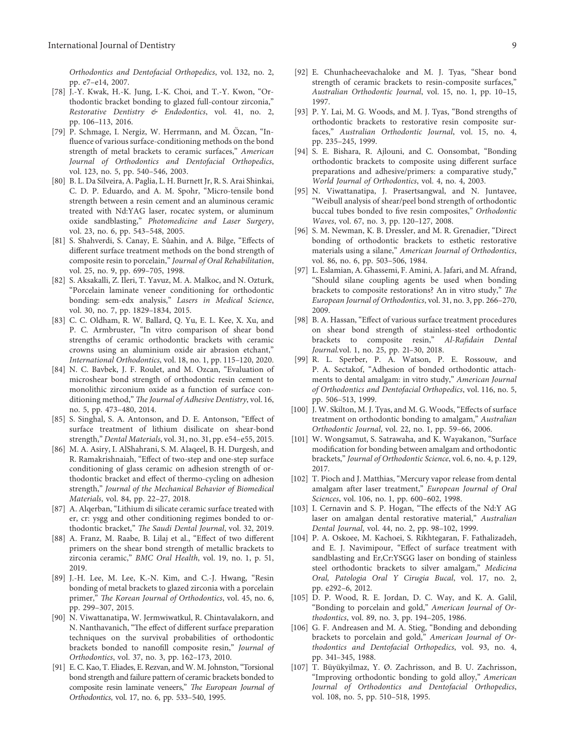*Orthodontics and Dentofacial Orthopedics*, vol. 132, no. 2, pp. e7–e14, 2007.

[78] J.-Y. Kwak, H.-K. Jung, I.-K. Choi, and T.-Y. Kwon, "Orthodontic bracket bonding to glazed full-contour zirconia," *Restorative Dentistry & Endodontics*, vol. 41, no. 2, pp. 106–113, 2016.

[79] P. Schmage, I. Nergiz, W. Herrmann, and M. Özcan, "Influence of various surface-conditioning methods on the bond strength of metal brackets to ceramic surfaces," *American Journal of Orthodontics and Dentofacial Orthopedics*, vol. 123, no. 5, pp. 540–546, 2003.

[80] B. L. Da Silveira, A. Paglia, L. H. Burnett Jr, R. S. Arai Shinkai, C. D. P. Eduardo, and A. M. Spohr, "Micro-tensile bond strength between a resin cement and an aluminous ceramic treated with Nd:YAG laser, rocatec system, or aluminum oxide sandblasting," *Photomedicine and Laser Surgery*, vol. 23, no. 6, pp. 543–548, 2005.

[81] S. Shahverdi, S. Canay, E. Sûahin, and A. Bilge, "Effects of different surface treatment methods on the bond strength of composite resin to porcelain," *Journal of Oral Rehabilitation*, vol. 25, no. 9, pp. 699–705, 1998.

[82] S. Aksakalli, Z. Ileri, T. Yavuz, M. A. Malkoc, and N. Ozturk, "Porcelain laminate veneer conditioning for orthodontic bonding: sem-edx analysis," *Lasers in Medical Science*, vol. 30, no. 7, pp. 1829–1834, 2015.

[83] C. C. Oldham, R. W. Ballard, Q. Yu, E. L. Kee, X. Xu, and P. C. Armbruster, "In vitro comparison of shear bond strengths of ceramic orthodontic brackets with ceramic crowns using an aluminium oxide air abrasion etchant," *International Orthodontics*, vol. 18, no. 1, pp. 115–120, 2020.

[84] N. C. Bavbek, J. F. Roulet, and M. Ozcan, "Evaluation of microshear bond strength of orthodontic resin cement to monolithic zirconium oxide as a function of surface conditioning method," *The Journal of Adhesive Dentistry*, vol. 16, no. 5, pp. 473–480, 2014.

[85] S. Singhal, S. A. Antonson, and D. E. Antonson, "Effect of surface treatment of lithium disilicate on shear-bond strength," *Dental Materials*, vol. 31, no. 31, pp. e54–e55, 2015.

[86] M. A. Asiry, I. AlShahrani, S. M. Alaqeel, B. H. Durgesh, and R. Ramakrishnaiah, "Effect of two-step and one-step surface conditioning of glass ceramic on adhesion strength of orthodontic bracket and effect of thermo-cycling on adhesion strength," *Journal of the Mechanical Behavior of Biomedical Materials*, vol. 84, pp. 22–27, 2018.

[87] A. Alqerban, "Lithium di silicate ceramic surface treated with er, cr: ysgg and other conditioning regimes bonded to orthodontic bracket," *The Saudi Dental Journal*, vol. 32, 2019.

[88] A. Franz, M. Raabe, B. Lilaj et al., "Effect of two different primers on the shear bond strength of metallic brackets to zirconia ceramic," *BMC Oral Health*, vol. 19, no. 1, p. 51, 2019.

[89] J.-H. Lee, M. Lee, K.-N. Kim, and C.-J. Hwang, "Resin bonding of metal brackets to glazed zirconia with a porcelain primer," *The Korean Journal of Orthodontics*, vol. 45, no. 6, pp. 299–307, 2015.

[90] N. Viwattanatipa, W. Jermwiwatkul, R. Chintavalakorn, and N. Nanthavanich, "The effect of different surface preparation techniques on the survival probabilities of orthodontic brackets bonded to nanofill composite resin," *Journal of Orthodontics*, vol. 37, no. 3, pp. 162–173, 2010.

[91] E. C. Kao, T. Eliades, E. Rezvan, and W. M. Johnston, "Torsional bond strength and failure pattern of ceramic brackets bonded to composite resin laminate veneers," *The European Journal of Orthodontics*, vol. 17, no. 6, pp. 533–540, 1995.

[92] E. Chunhacheevachaloke and M. J. Tyas, "Shear bond strength of ceramic brackets to resin-composite surfaces," *Australian Orthodontic Journal*, vol. 15, no. 1, pp. 10–15, 1997.

[93] P. Y. Lai, M. G. Woods, and M. J. Tyas, "Bond strengths of orthodontic brackets to restorative resin composite surfaces," *Australian Orthodontic Journal*, vol. 15, no. 4, pp. 235–245, 1999.

[94] S. E. Bishara, R. Ajlouni, and C. Oonsombat, "Bonding orthodontic brackets to composite using different surface preparations and adhesive/primers: a comparative study," *World Journal of Orthodontics*, vol. 4, no. 4, 2003.

[95] N. Viwattanatipa, J. Prasertsangwal, and N. Juntavee, "Weibull analysis of shear/peel bond strength of orthodontic buccal tubes bonded to five resin composites," *Orthodontic Waves*, vol. 67, no. 3, pp. 120–127, 2008.

[96] S. M. Newman, K. B. Dressler, and M. R. Grenadier, "Direct bonding of orthodontic brackets to esthetic restorative materials using a silane," *American Journal of Orthodontics*, vol. 86, no. 6, pp. 503–506, 1984.

[97] L. Eslamian, A. Ghassemi, F. Amini, A. Jafari, and M. Afrand, "Should silane coupling agents be used when bonding brackets to composite restorations? An in vitro study," *The European Journal of Orthodontics*, vol. 31, no. 3, pp. 266–270, 2009.

[98] B. A. Hassan, "Effect of various surface treatment procedures on shear bond strength of stainless-steel orthodontic brackets to composite resin," *Al-Rafidain Dental Journal*.vol. 1, no. 25, pp. 21–30, 2018.

[99] R. L. Sperber, P. A. Watson, P. E. Rossouw, and P. A. Sectakof, "Adhesion of bonded orthodontic attachments to dental amalgam: in vitro study," *American Journal of Orthodontics and Dentofacial Orthopedics*, vol. 116, no. 5, pp. 506–513, 1999.

[100] J. W. Skilton, M. J. Tyas, and M. G. Woods, "Effects of surface treatment on orthodontic bonding to amalgam," *Australian Orthodontic Journal*, vol. 22, no. 1, pp. 59–66, 2006.

[101] W. Wongsamut, S. Satrawaha, and K. Wayakanon, "Surface modification for bonding between amalgam and orthodontic brackets," *Journal of Orthodontic Science*, vol. 6, no. 4, p. 129, 2017.

[102] T. Pioch and J. Matthias, "Mercury vapor release from dental amalgam after laser treatment," *European Journal of Oral Sciences*, vol. 106, no. 1, pp. 600–602, 1998.

[103] I. Cernavin and S. P. Hogan, "The effects of the Nd:Y AG laser on amalgan dental restorative material," *Australian Dental Journal*, vol. 44, no. 2, pp. 98–102, 1999.

[104] P. A. Oskoee, M. Kachoei, S. Rikhtegaran, F. Fathalizadeh, and E. J. Navimipour, "Effect of surface treatment with sandblasting and Er,Cr:YSGG laser on bonding of stainless steel orthodontic brackets to silver amalgam," *Medicina Oral, Patologia Oral Y Cirugia Bucal*, vol. 17, no. 2, pp. e292–6, 2012.

[105] D. P. Wood, R. E. Jordan, D. C. Way, and K. A. Galil, "Bonding to porcelain and gold," *American Journal of Orthodontics*, vol. 89, no. 3, pp. 194–205, 1986.

[106] G. F. Andreasen and M. A. Stieg, "Bonding and debonding brackets to porcelain and gold," *American Journal of Orthodontics and Dentofacial Orthopedics*, vol. 93, no. 4, pp. 341–345, 1988.

[107] T. Büyükyilmaz, Y. Ø. Zachrisson, and B. U. Zachrisson, "Improving orthodontic bonding to gold alloy," *American Journal of Orthodontics and Dentofacial Orthopedics*, vol. 108, no. 5, pp. 510–518, 1995.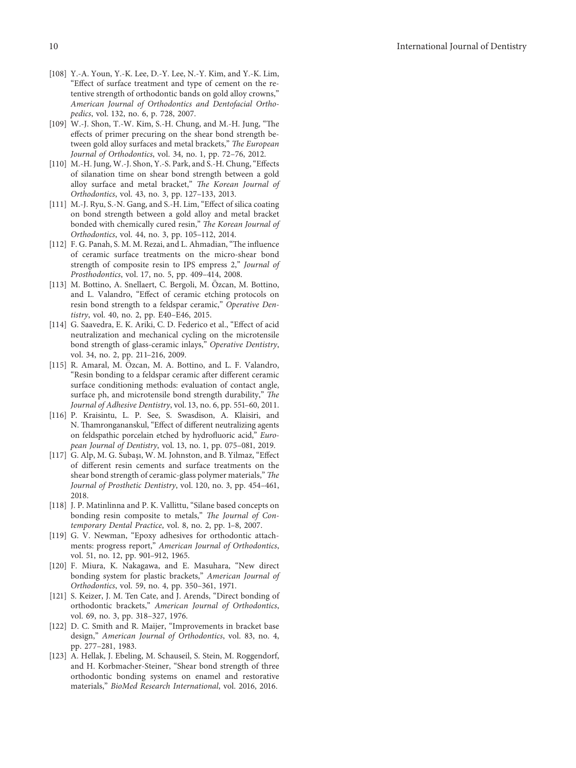[108] Y.-A. Youn, Y.-K. Lee, D.-Y. Lee, N.-Y. Kim, and Y.-K. Lim, "Effect of surface treatment and type of cement on the retentive strength of orthodontic bands on gold alloy crowns," *American Journal of Orthodontics and Dentofacial Orthopedics*, vol. 132, no. 6, p. 728, 2007.

[109] W.-J. Shon, T.-W. Kim, S.-H. Chung, and M.-H. Jung, "The effects of primer precuring on the shear bond strength between gold alloy surfaces and metal brackets," *The European Journal of Orthodontics*, vol. 34, no. 1, pp. 72–76, 2012.

[110] M.-H. Jung, W.-J. Shon, Y.-S. Park, and S.-H. Chung, "Effects of silanation time on shear bond strength between a gold alloy surface and metal bracket," *The Korean Journal of Orthodontics*, vol. 43, no. 3, pp. 127–133, 2013.

[111] M.-J. Ryu, S.-N. Gang, and S.-H. Lim, "Effect of silica coating on bond strength between a gold alloy and metal bracket bonded with chemically cured resin," *The Korean Journal of Orthodontics*, vol. 44, no. 3, pp. 105–112, 2014.

[112] F. G. Panah, S. M. M. Rezai, and L. Ahmadian, "The influence of ceramic surface treatments on the micro-shear bond strength of composite resin to IPS empress 2," *Journal of Prosthodontics*, vol. 17, no. 5, pp. 409–414, 2008.

[113] M. Bottino, A. Snellaert, C. Bergoli, M. Özcan, M. Bottino, and L. Valandro, "Effect of ceramic etching protocols on resin bond strength to a feldspar ceramic," *Operative Dentistry*, vol. 40, no. 2, pp. E40–E46, 2015.

[114] G. Saavedra, E. K. Ariki, C. D. Federico et al., "Effect of acid neutralization and mechanical cycling on the microtensile bond strength of glass-ceramic inlays," *Operative Dentistry*, vol. 34, no. 2, pp. 211–216, 2009.

[115] R. Amaral, M. Özcan, M. A. Bottino, and L. F. Valandro, "Resin bonding to a feldspar ceramic after different ceramic surface conditioning methods: evaluation of contact angle, surface ph, and microtensile bond strength durability," *The Journal of Adhesive Dentistry*, vol. 13, no. 6, pp. 551–60, 2011.

[116] P. Kraisintu, L. P. See, S. Swasdison, A. Klaisiri, and N. Thamrongananskul, "Effect of different neutralizing agents on feldspathic porcelain etched by hydrofluoric acid," *European Journal of Dentistry*, vol. 13, no. 1, pp. 075–081, 2019.

[117] G. Alp, M. G. Subaşı, W. M. Johnston, and B. Yilmaz, "Effect of different resin cements and surface treatments on the shear bond strength of ceramic-glass polymer materials," *The Journal of Prosthetic Dentistry*, vol. 120, no. 3, pp. 454–461, 2018.

[118] J. P. Matinlinna and P. K. Vallittu, "Silane based concepts on bonding resin composite to metals," *The Journal of Contemporary Dental Practice*, vol. 8, no. 2, pp. 1–8, 2007.

[119] G. V. Newman, "Epoxy adhesives for orthodontic attachments: progress report," *American Journal of Orthodontics*, vol. 51, no. 12, pp. 901–912, 1965.

[120] F. Miura, K. Nakagawa, and E. Masuhara, "New direct bonding system for plastic brackets," *American Journal of Orthodontics*, vol. 59, no. 4, pp. 350–361, 1971.

[121] S. Keizer, J. M. Ten Cate, and J. Arends, "Direct bonding of orthodontic brackets," *American Journal of Orthodontics*, vol. 69, no. 3, pp. 318–327, 1976.

[122] D. C. Smith and R. Maijer, "Improvements in bracket base design," *American Journal of Orthodontics*, vol. 83, no. 4, pp. 277–281, 1983.

[123] A. Hellak, J. Ebeling, M. Schauseil, S. Stein, M. Roggendorf, and H. Korbmacher-Steiner, "Shear bond strength of three orthodontic bonding systems on enamel and restorative materials," *BioMed Research International*, vol. 2016, 2016.